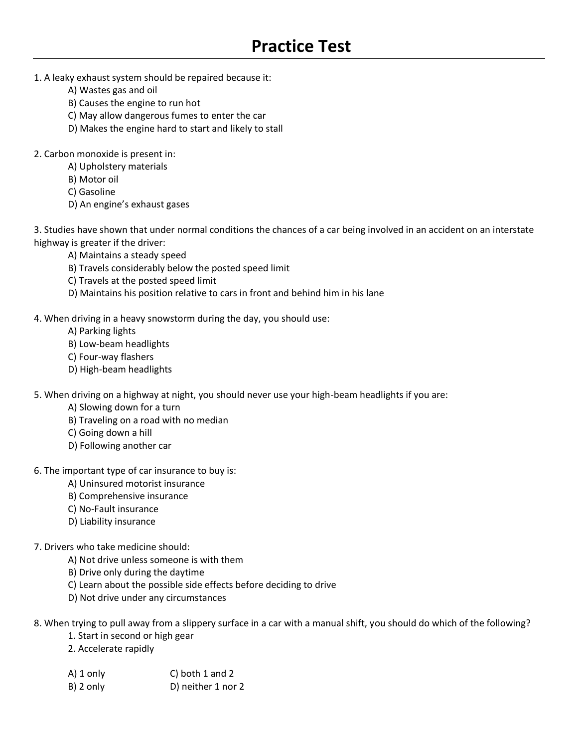# Practice Test

1. A leaky exhaust system should be repaired because it:
   - A) Wastes gas and oil
   - B) Causes the engine to run hot
   - C) May allow dangerous fumes to enter the car
   - D) Makes the engine hard to start and likely to stall

2. Carbon monoxide is present in:
   - A) Upholstery materials
   - B) Motor oil
   - C) Gasoline
   - D) An engine's exhaust gases

3. Studies have shown that under normal conditions the chances of a car being involved in an accident on an interstate highway is greater if the driver:
   - A) Maintains a steady speed
   - B) Travels considerably below the posted speed limit
   - C) Travels at the posted speed limit
   - D) Maintains his position relative to cars in front and behind him in his lane

4. When driving in a heavy snowstorm during the day, you should use:
   - A) Parking lights
   - B) Low-beam headlights
   - C) Four-way flashers
   - D) High-beam headlights

5. When driving on a highway at night, you should never use your high-beam headlights if you are:
   - A) Slowing down for a turn
   - B) Traveling on a road with no median
   - C) Going down a hill
   - D) Following another car

6. The important type of car insurance to buy is:
   - A) Uninsured motorist insurance
   - B) Comprehensive insurance
   - C) No-Fault insurance
   - D) Liability insurance

7. Drivers who take medicine should:
   - A) Not drive unless someone is with them
   - B) Drive only during the daytime
   - C) Learn about the possible side effects before deciding to drive
   - D) Not drive under any circumstances

8. When trying to pull away from a slippery surface in a car with a manual shift, you should do which of the following?
   1. Start in second or high gear
   2. Accelerate rapidly

   - A) 1 only
   - B) 2 only
   - C) both 1 and 2
   - D) neither 1 nor 2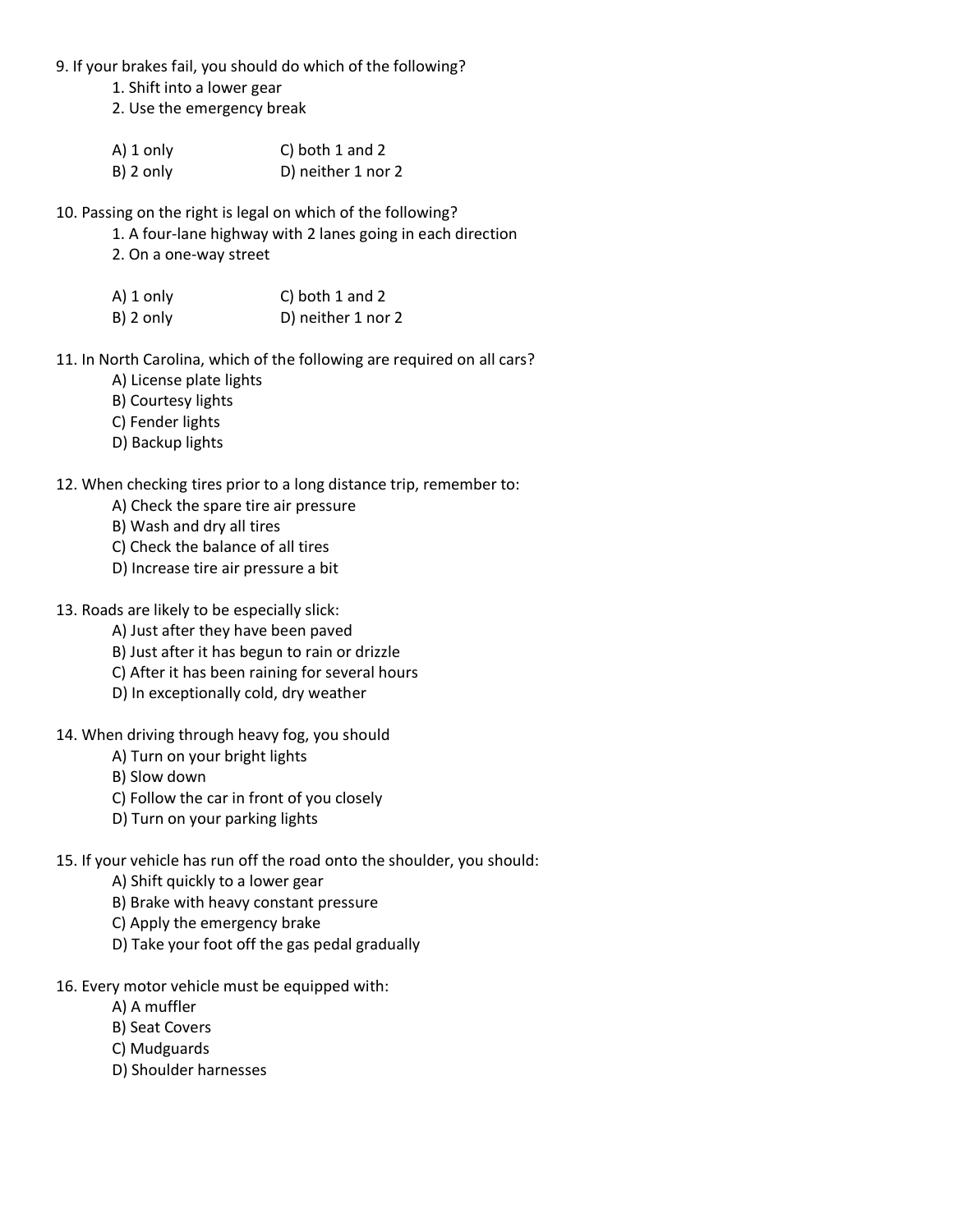9. If your brakes fail, you should do which of the following?
    1. Shift into a lower gear
    2. Use the emergency break

    A) 1 only
    B) 2 only
    C) both 1 and 2
    D) neither 1 nor 2

10. Passing on the right is legal on which of the following?
    1. A four-lane highway with 2 lanes going in each direction
    2. On a one-way street

    A) 1 only
    B) 2 only
    C) both 1 and 2
    D) neither 1 nor 2

11. In North Carolina, which of the following are required on all cars?
    A) License plate lights
    B) Courtesy lights
    C) Fender lights
    D) Backup lights

12. When checking tires prior to a long distance trip, remember to:
    A) Check the spare tire air pressure
    B) Wash and dry all tires
    C) Check the balance of all tires
    D) Increase tire air pressure a bit

13. Roads are likely to be especially slick:
    A) Just after they have been paved
    B) Just after it has begun to rain or drizzle
    C) After it has been raining for several hours
    D) In exceptionally cold, dry weather

14. When driving through heavy fog, you should
    A) Turn on your bright lights
    B) Slow down
    C) Follow the car in front of you closely
    D) Turn on your parking lights

15. If your vehicle has run off the road onto the shoulder, you should:
    A) Shift quickly to a lower gear
    B) Brake with heavy constant pressure
    C) Apply the emergency brake
    D) Take your foot off the gas pedal gradually

16. Every motor vehicle must be equipped with:
    A) A muffler
    B) Seat Covers
    C) Mudguards
    D) Shoulder harnesses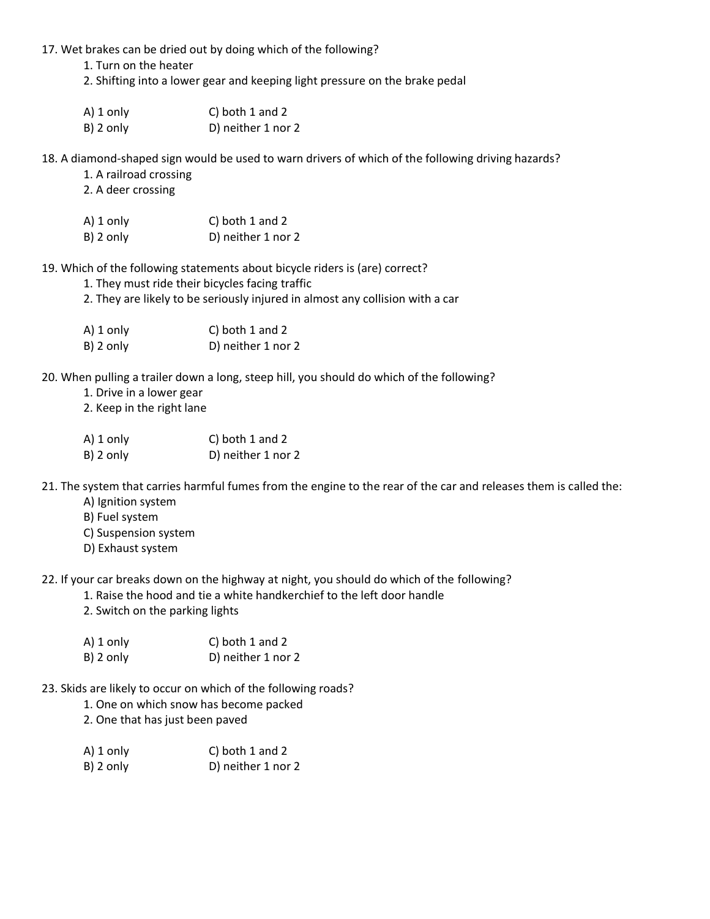17. Wet brakes can be dried out by doing which of the following?
    1. Turn on the heater
    2. Shifting into a lower gear and keeping light pressure on the brake pedal

    A) 1 only C) both 1 and 2
    B) 2 only D) neither 1 nor 2

18. A diamond-shaped sign would be used to warn drivers of which of the following driving hazards?
    1. A railroad crossing
    2. A deer crossing

    A) 1 only C) both 1 and 2
    B) 2 only D) neither 1 nor 2

19. Which of the following statements about bicycle riders is (are) correct?
    1. They must ride their bicycles facing traffic
    2. They are likely to be seriously injured in almost any collision with a car

    A) 1 only C) both 1 and 2
    B) 2 only D) neither 1 nor 2

20. When pulling a trailer down a long, steep hill, you should do which of the following?
    1. Drive in a lower gear
    2. Keep in the right lane

    A) 1 only C) both 1 and 2
    B) 2 only D) neither 1 nor 2

21. The system that carries harmful fumes from the engine to the rear of the car and releases them is called the:
    A) Ignition system
    B) Fuel system
    C) Suspension system
    D) Exhaust system

22. If your car breaks down on the highway at night, you should do which of the following?
    1. Raise the hood and tie a white handkerchief to the left door handle
    2. Switch on the parking lights

    A) 1 only C) both 1 and 2
    B) 2 only D) neither 1 nor 2

23. Skids are likely to occur on which of the following roads?
    1. One on which snow has become packed
    2. One that has just been paved

    A) 1 only C) both 1 and 2
    B) 2 only D) neither 1 nor 2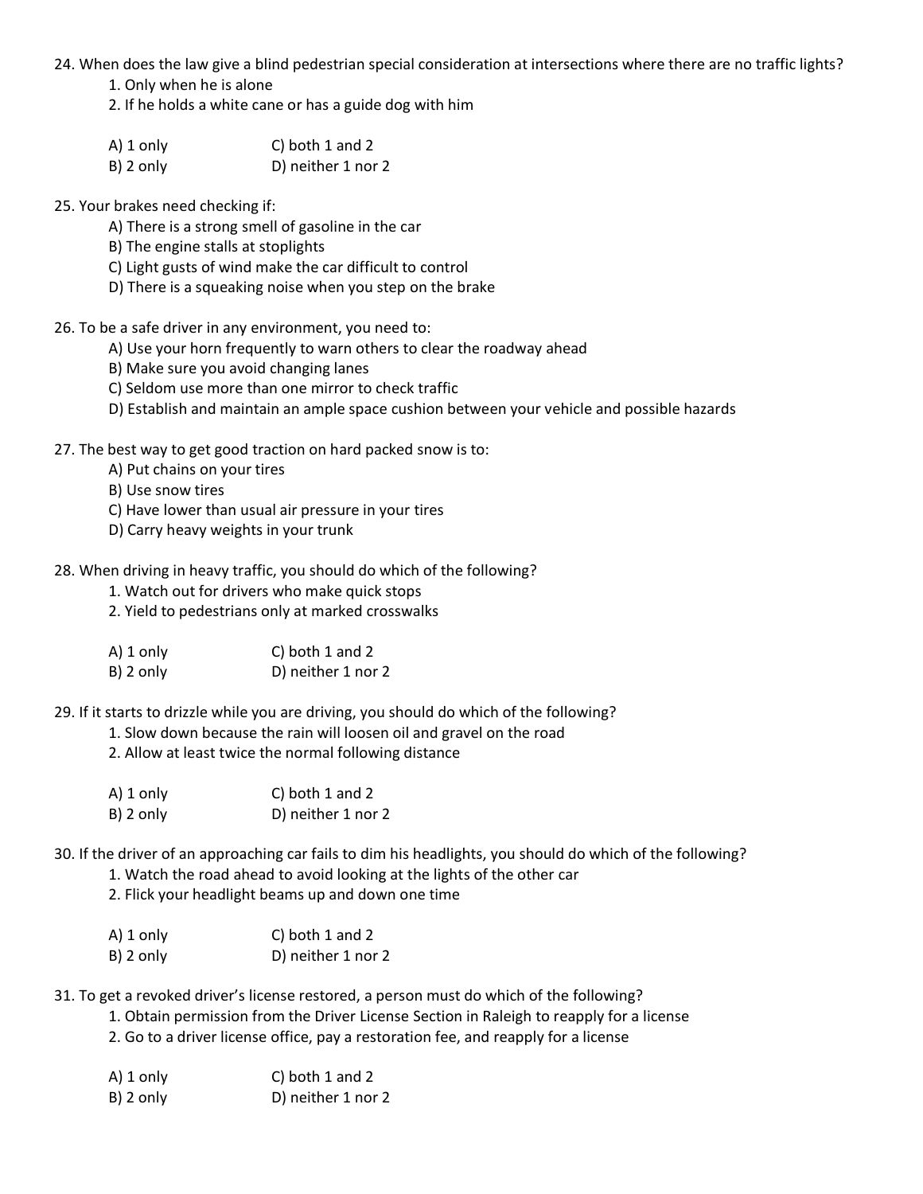24. When does the law give a blind pedestrian special consideration at intersections where there are no traffic lights?
    1. Only when he is alone
    2. If he holds a white cane or has a guide dog with him

    A) 1 only
    B) 2 only
    C) both 1 and 2
    D) neither 1 nor 2

25. Your brakes need checking if:
    A) There is a strong smell of gasoline in the car
    B) The engine stalls at stoplights
    C) Light gusts of wind make the car difficult to control
    D) There is a squeaking noise when you step on the brake

26. To be a safe driver in any environment, you need to:
    A) Use your horn frequently to warn others to clear the roadway ahead
    B) Make sure you avoid changing lanes
    C) Seldom use more than one mirror to check traffic
    D) Establish and maintain an ample space cushion between your vehicle and possible hazards

27. The best way to get good traction on hard packed snow is to:
    A) Put chains on your tires
    B) Use snow tires
    C) Have lower than usual air pressure in your tires
    D) Carry heavy weights in your trunk

28. When driving in heavy traffic, you should do which of the following?
    1. Watch out for drivers who make quick stops
    2. Yield to pedestrians only at marked crosswalks

    A) 1 only
    B) 2 only
    C) both 1 and 2
    D) neither 1 nor 2

29. If it starts to drizzle while you are driving, you should do which of the following?
    1. Slow down because the rain will loosen oil and gravel on the road
    2. Allow at least twice the normal following distance

    A) 1 only
    B) 2 only
    C) both 1 and 2
    D) neither 1 nor 2

30. If the driver of an approaching car fails to dim his headlights, you should do which of the following?
    1. Watch the road ahead to avoid looking at the lights of the other car
    2. Flick your headlight beams up and down one time

    A) 1 only
    B) 2 only
    C) both 1 and 2
    D) neither 1 nor 2

31. To get a revoked driver's license restored, a person must do which of the following?
    1. Obtain permission from the Driver License Section in Raleigh to reapply for a license
    2. Go to a driver license office, pay a restoration fee, and reapply for a license

    A) 1 only
    B) 2 only
    C) both 1 and 2
    D) neither 1 nor 2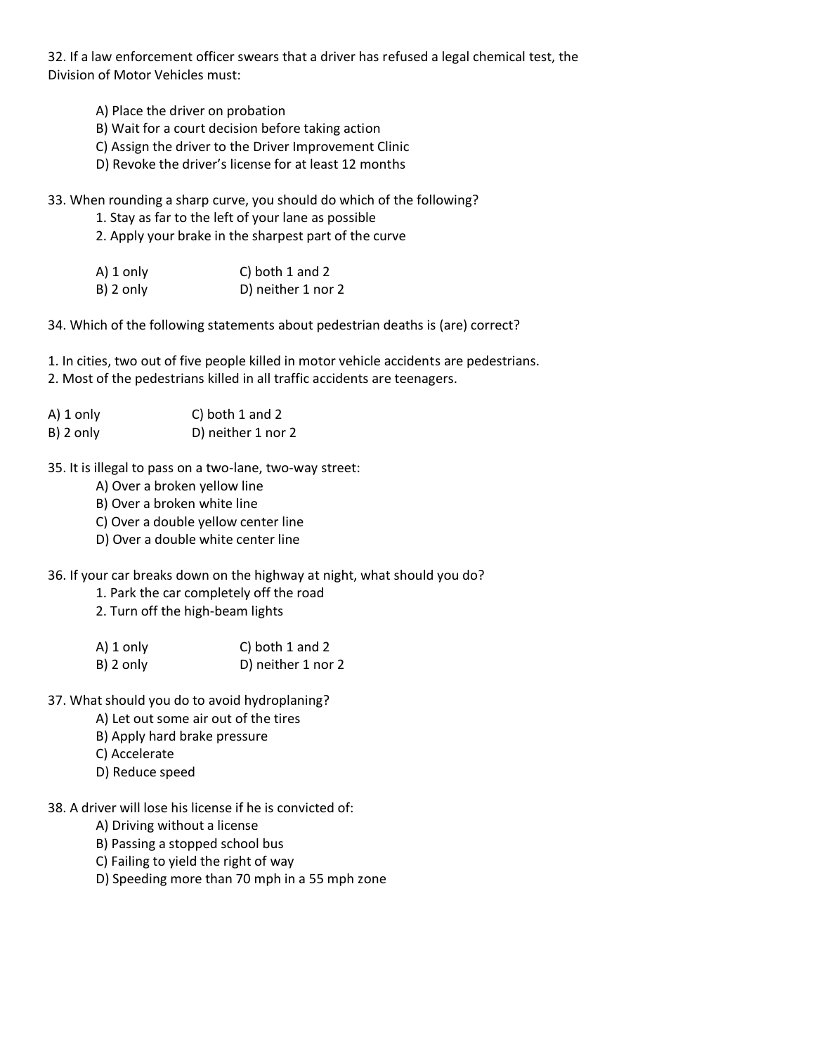32. If a law enforcement officer swears that a driver has refused a legal chemical test, the Division of Motor Vehicles must:

   A) Place the driver on probation
   B) Wait for a court decision before taking action
   C) Assign the driver to the Driver Improvement Clinic
   D) Revoke the driver's license for at least 12 months

33. When rounding a sharp curve, you should do which of the following?
   1. Stay as far to the left of your lane as possible
   2. Apply your brake in the sharpest part of the curve

   A) 1 only
   B) 2 only
   C) both 1 and 2
   D) neither 1 nor 2

34. Which of the following statements about pedestrian deaths is (are) correct?

1. In cities, two out of five people killed in motor vehicle accidents are pedestrians.
2. Most of the pedestrians killed in all traffic accidents are teenagers.

A) 1 only
B) 2 only
C) both 1 and 2
D) neither 1 nor 2

35. It is illegal to pass on a two-lane, two-way street:
   A) Over a broken yellow line
   B) Over a broken white line
   C) Over a double yellow center line
   D) Over a double white center line

36. If your car breaks down on the highway at night, what should you do?
   1. Park the car completely off the road
   2. Turn off the high-beam lights

   A) 1 only
   B) 2 only
   C) both 1 and 2
   D) neither 1 nor 2

37. What should you do to avoid hydroplaning?
   A) Let out some air out of the tires
   B) Apply hard brake pressure
   C) Accelerate
   D) Reduce speed

38. A driver will lose his license if he is convicted of:
   A) Driving without a license
   B) Passing a stopped school bus
   C) Failing to yield the right of way
   D) Speeding more than 70 mph in a 55 mph zone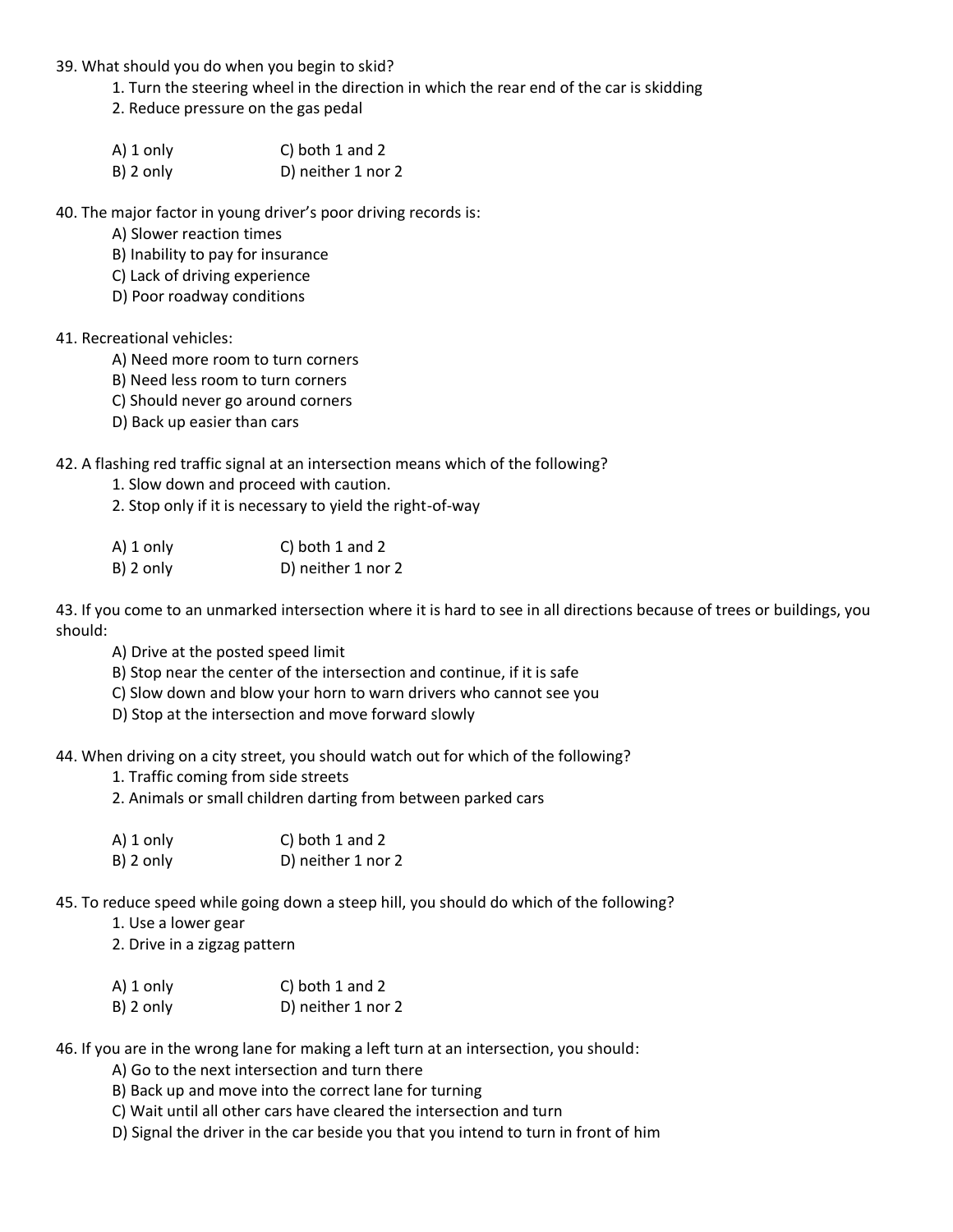39. What should you do when you begin to skid?

    1. Turn the steering wheel in the direction in which the rear end of the car is skidding
    2. Reduce pressure on the gas pedal

    A) 1 only  
    B) 2 only  
    C) both 1 and 2  
    D) neither 1 nor 2

40. The major factor in young driver's poor driving records is:

    A) Slower reaction times  
    B) Inability to pay for insurance  
    C) Lack of driving experience  
    D) Poor roadway conditions

41. Recreational vehicles:

    A) Need more room to turn corners  
    B) Need less room to turn corners  
    C) Should never go around corners  
    D) Back up easier than cars

42. A flashing red traffic signal at an intersection means which of the following?

    1. Slow down and proceed with caution.
    2. Stop only if it is necessary to yield the right-of-way

    A) 1 only  
    B) 2 only  
    C) both 1 and 2  
    D) neither 1 nor 2

43. If you come to an unmarked intersection where it is hard to see in all directions because of trees or buildings, you should:

    A) Drive at the posted speed limit  
    B) Stop near the center of the intersection and continue, if it is safe  
    C) Slow down and blow your horn to warn drivers who cannot see you  
    D) Stop at the intersection and move forward slowly

44. When driving on a city street, you should watch out for which of the following?

    1. Traffic coming from side streets
    2. Animals or small children darting from between parked cars

    A) 1 only  
    B) 2 only  
    C) both 1 and 2  
    D) neither 1 nor 2

45. To reduce speed while going down a steep hill, you should do which of the following?

    1. Use a lower gear
    2. Drive in a zigzag pattern

    A) 1 only  
    B) 2 only  
    C) both 1 and 2  
    D) neither 1 nor 2

46. If you are in the wrong lane for making a left turn at an intersection, you should:

    A) Go to the next intersection and turn there  
    B) Back up and move into the correct lane for turning  
    C) Wait until all other cars have cleared the intersection and turn  
    D) Signal the driver in the car beside you that you intend to turn in front of him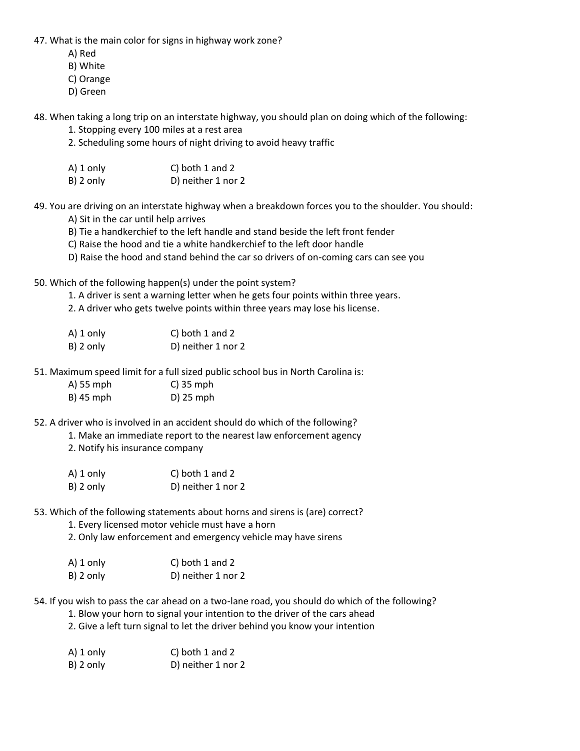47. What is the main color for signs in highway work zone?

   A) Red
   B) White
   C) Orange
   D) Green

48. When taking a long trip on an interstate highway, you should plan on doing which of the following:

   1. Stopping every 100 miles at a rest area
   2. Scheduling some hours of night driving to avoid heavy traffic

   A) 1 only  C) both 1 and 2
   B) 2 only  D) neither 1 nor 2

49. You are driving on an interstate highway when a breakdown forces you to the shoulder. You should:

   A) Sit in the car until help arrives
   B) Tie a handkerchief to the left handle and stand beside the left front fender
   C) Raise the hood and tie a white handkerchief to the left door handle
   D) Raise the hood and stand behind the car so drivers of on-coming cars can see you

50. Which of the following happen(s) under the point system?

   1. A driver is sent a warning letter when he gets four points within three years.
   2. A driver who gets twelve points within three years may lose his license.

   A) 1 only  C) both 1 and 2
   B) 2 only  D) neither 1 nor 2

51. Maximum speed limit for a full sized public school bus in North Carolina is:

   A) 55 mph  C) 35 mph
   B) 45 mph  D) 25 mph

52. A driver who is involved in an accident should do which of the following?

   1. Make an immediate report to the nearest law enforcement agency
   2. Notify his insurance company

   A) 1 only  C) both 1 and 2
   B) 2 only  D) neither 1 nor 2

53. Which of the following statements about horns and sirens is (are) correct?

   1. Every licensed motor vehicle must have a horn
   2. Only law enforcement and emergency vehicle may have sirens

   A) 1 only  C) both 1 and 2
   B) 2 only  D) neither 1 nor 2

54. If you wish to pass the car ahead on a two-lane road, you should do which of the following?

   1. Blow your horn to signal your intention to the driver of the cars ahead
   2. Give a left turn signal to let the driver behind you know your intention

   A) 1 only  C) both 1 and 2
   B) 2 only  D) neither 1 nor 2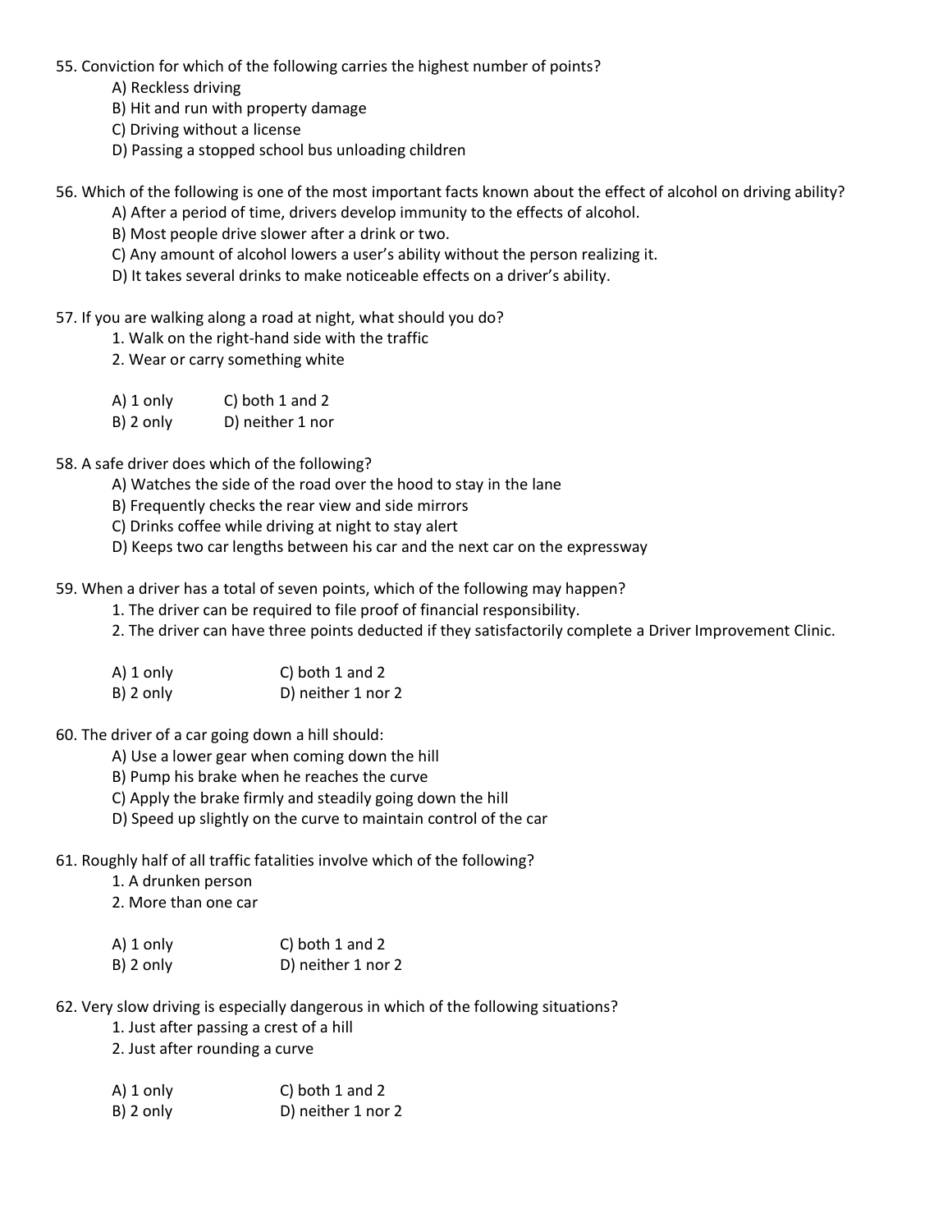55. Conviction for which of the following carries the highest number of points?
    - A) Reckless driving
    - B) Hit and run with property damage
    - C) Driving without a license
    - D) Passing a stopped school bus unloading children

56. Which of the following is one of the most important facts known about the effect of alcohol on driving ability?
    - A) After a period of time, drivers develop immunity to the effects of alcohol.
    - B) Most people drive slower after a drink or two.
    - C) Any amount of alcohol lowers a user's ability without the person realizing it.
    - D) It takes several drinks to make noticeable effects on a driver's ability.

57. If you are walking along a road at night, what should you do?
    1. Walk on the right-hand side with the traffic
    2. Wear or carry something white

    A) 1 only          C) both 1 and 2
    B) 2 only          D) neither 1 nor

58. A safe driver does which of the following?
    - A) Watches the side of the road over the hood to stay in the lane
    - B) Frequently checks the rear view and side mirrors
    - C) Drinks coffee while driving at night to stay alert
    - D) Keeps two car lengths between his car and the next car on the expressway

59. When a driver has a total of seven points, which of the following may happen?
    1. The driver can be required to file proof of financial responsibility.
    2. The driver can have three points deducted if they satisfactorily complete a Driver Improvement Clinic.

    A) 1 only          C) both 1 and 2
    B) 2 only          D) neither 1 nor 2

60. The driver of a car going down a hill should:
    - A) Use a lower gear when coming down the hill
    - B) Pump his brake when he reaches the curve
    - C) Apply the brake firmly and steadily going down the hill
    - D) Speed up slightly on the curve to maintain control of the car

61. Roughly half of all traffic fatalities involve which of the following?
    1. A drunken person
    2. More than one car

    A) 1 only          C) both 1 and 2
    B) 2 only          D) neither 1 nor 2

62. Very slow driving is especially dangerous in which of the following situations?
    1. Just after passing a crest of a hill
    2. Just after rounding a curve

    A) 1 only          C) both 1 and 2
    B) 2 only          D) neither 1 nor 2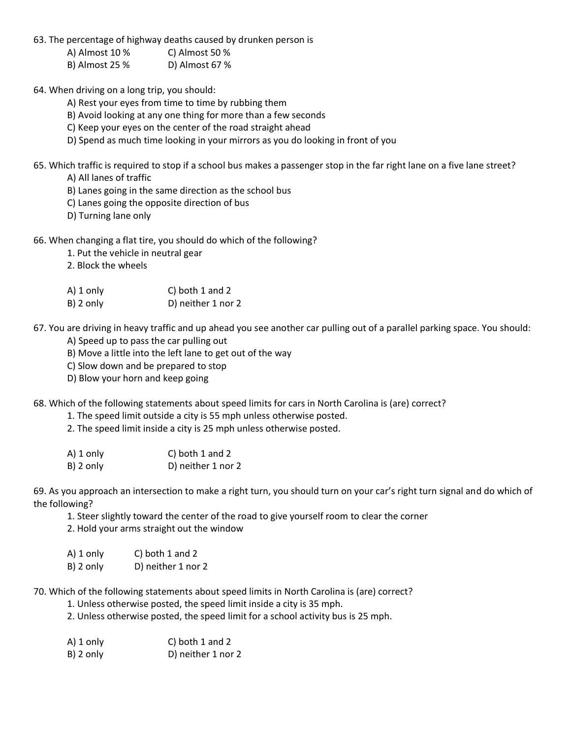63. The percentage of highway deaths caused by drunken person is

A) Almost 10 %
B) Almost 25 %
C) Almost 50 %
D) Almost 67 %

64. When driving on a long trip, you should:

A) Rest your eyes from time to time by rubbing them
B) Avoid looking at any one thing for more than a few seconds
C) Keep your eyes on the center of the road straight ahead
D) Spend as much time looking in your mirrors as you do looking in front of you

65. Which traffic is required to stop if a school bus makes a passenger stop in the far right lane on a five lane street?

A) All lanes of traffic
B) Lanes going in the same direction as the school bus
C) Lanes going the opposite direction of bus
D) Turning lane only

66. When changing a flat tire, you should do which of the following?

1. Put the vehicle in neutral gear
2. Block the wheels

A) 1 only
B) 2 only
C) both 1 and 2
D) neither 1 nor 2

67. You are driving in heavy traffic and up ahead you see another car pulling out of a parallel parking space. You should:

A) Speed up to pass the car pulling out
B) Move a little into the left lane to get out of the way
C) Slow down and be prepared to stop
D) Blow your horn and keep going

68. Which of the following statements about speed limits for cars in North Carolina is (are) correct?

1. The speed limit outside a city is 55 mph unless otherwise posted.
2. The speed limit inside a city is 25 mph unless otherwise posted.

A) 1 only
B) 2 only
C) both 1 and 2
D) neither 1 nor 2

69. As you approach an intersection to make a right turn, you should turn on your car's right turn signal and do which of the following?

1. Steer slightly toward the center of the road to give yourself room to clear the corner
2. Hold your arms straight out the window

A) 1 only
B) 2 only
C) both 1 and 2
D) neither 1 nor 2

70. Which of the following statements about speed limits in North Carolina is (are) correct?

1. Unless otherwise posted, the speed limit inside a city is 35 mph.
2. Unless otherwise posted, the speed limit for a school activity bus is 25 mph.

A) 1 only
B) 2 only
C) both 1 and 2
D) neither 1 nor 2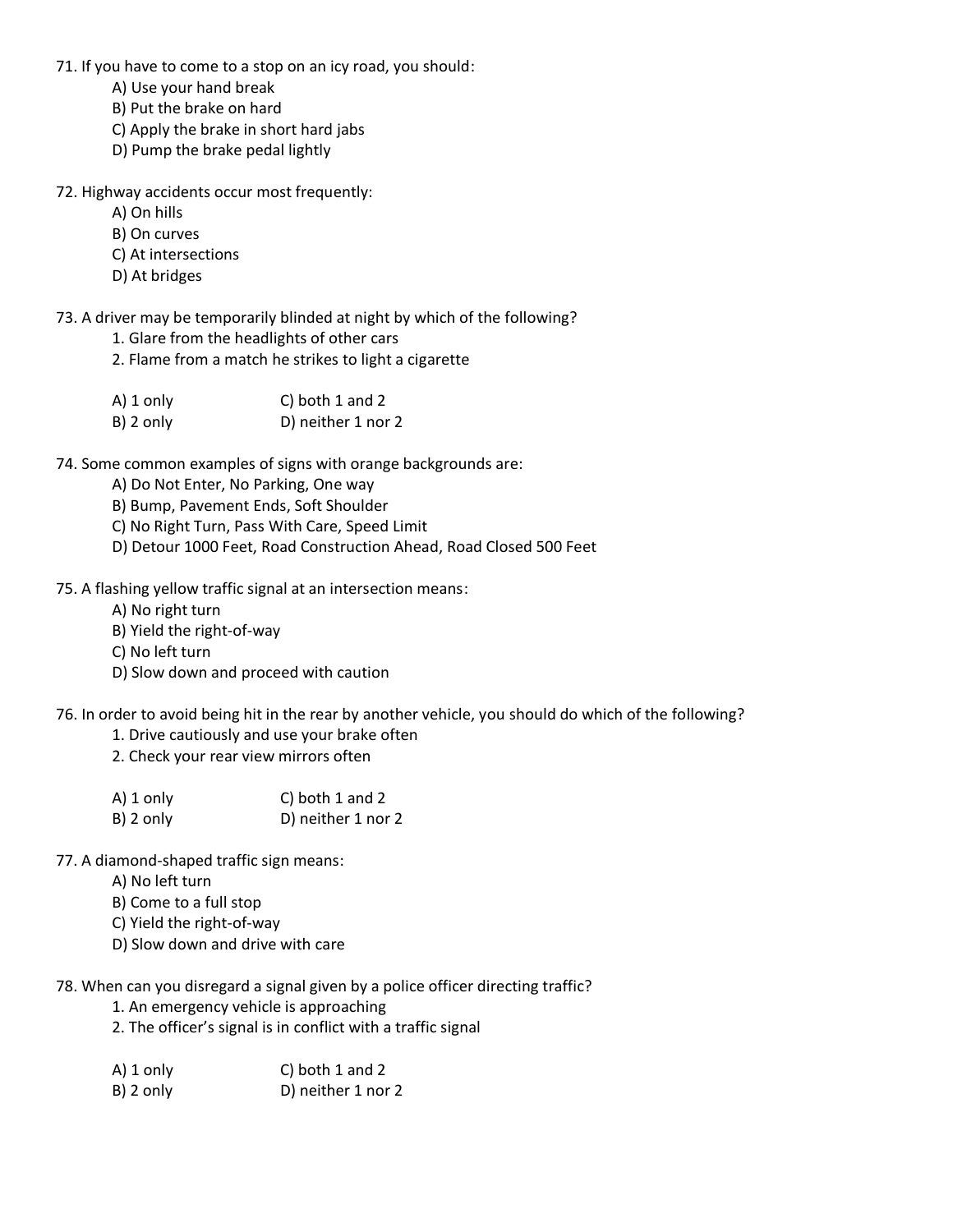71. If you have to come to a stop on an icy road, you should:
   - A) Use your hand break
   - B) Put the brake on hard
   - C) Apply the brake in short hard jabs
   - D) Pump the brake pedal lightly

72. Highway accidents occur most frequently:
   - A) On hills
   - B) On curves
   - C) At intersections
   - D) At bridges

73. A driver may be temporarily blinded at night by which of the following?
   1. Glare from the headlights of other cars
   2. Flame from a match he strikes to light a cigarette

   A) 1 only　　　　C) both 1 and 2
   B) 2 only　　　　D) neither 1 nor 2

74. Some common examples of signs with orange backgrounds are:
   - A) Do Not Enter, No Parking, One way
   - B) Bump, Pavement Ends, Soft Shoulder
   - C) No Right Turn, Pass With Care, Speed Limit
   - D) Detour 1000 Feet, Road Construction Ahead, Road Closed 500 Feet

75. A flashing yellow traffic signal at an intersection means:
   - A) No right turn
   - B) Yield the right-of-way
   - C) No left turn
   - D) Slow down and proceed with caution

76. In order to avoid being hit in the rear by another vehicle, you should do which of the following?
   1. Drive cautiously and use your brake often
   2. Check your rear view mirrors often

   A) 1 only　　　　C) both 1 and 2
   B) 2 only　　　　D) neither 1 nor 2

77. A diamond-shaped traffic sign means:
   - A) No left turn
   - B) Come to a full stop
   - C) Yield the right-of-way
   - D) Slow down and drive with care

78. When can you disregard a signal given by a police officer directing traffic?
   1. An emergency vehicle is approaching
   2. The officer's signal is in conflict with a traffic signal

   A) 1 only　　　　C) both 1 and 2
   B) 2 only　　　　D) neither 1 nor 2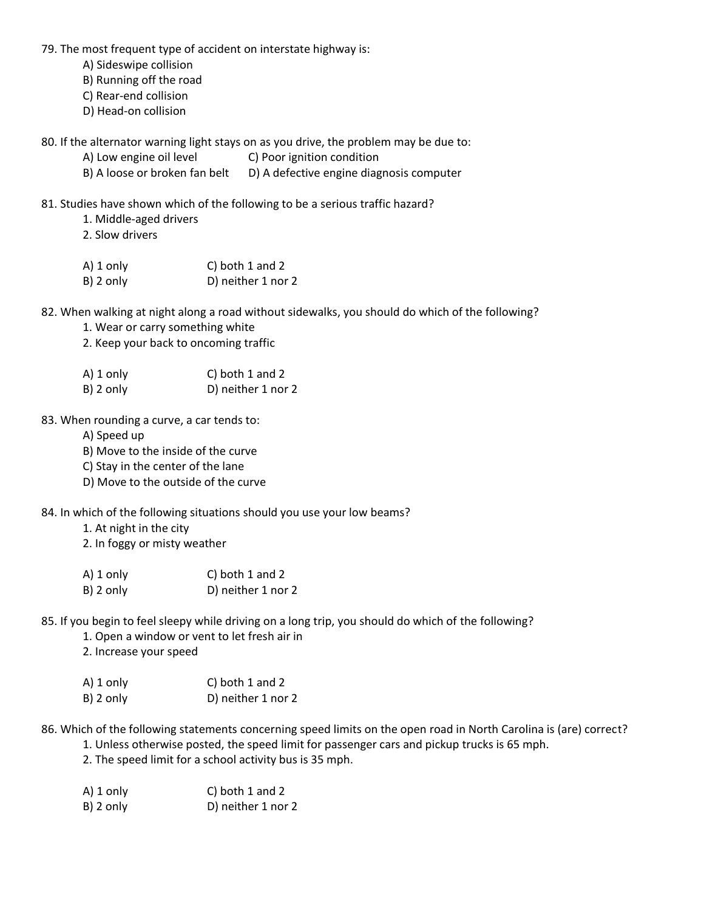79. The most frequent type of accident on interstate highway is:

A) Sideswipe collision
B) Running off the road
C) Rear-end collision
D) Head-on collision

80. If the alternator warning light stays on as you drive, the problem may be due to:

A) Low engine oil level
B) A loose or broken fan belt
C) Poor ignition condition
D) A defective engine diagnosis computer

81. Studies have shown which of the following to be a serious traffic hazard?

1. Middle-aged drivers
2. Slow drivers

A) 1 only
B) 2 only
C) both 1 and 2
D) neither 1 nor 2

82. When walking at night along a road without sidewalks, you should do which of the following?

1. Wear or carry something white
2. Keep your back to oncoming traffic

A) 1 only
B) 2 only
C) both 1 and 2
D) neither 1 nor 2

83. When rounding a curve, a car tends to:

A) Speed up
B) Move to the inside of the curve
C) Stay in the center of the lane
D) Move to the outside of the curve

84. In which of the following situations should you use your low beams?

1. At night in the city
2. In foggy or misty weather

A) 1 only
B) 2 only
C) both 1 and 2
D) neither 1 nor 2

85. If you begin to feel sleepy while driving on a long trip, you should do which of the following?

1. Open a window or vent to let fresh air in
2. Increase your speed

A) 1 only
B) 2 only
C) both 1 and 2
D) neither 1 nor 2

86. Which of the following statements concerning speed limits on the open road in North Carolina is (are) correct?

1. Unless otherwise posted, the speed limit for passenger cars and pickup trucks is 65 mph.
2. The speed limit for a school activity bus is 35 mph.

A) 1 only
B) 2 only
C) both 1 and 2
D) neither 1 nor 2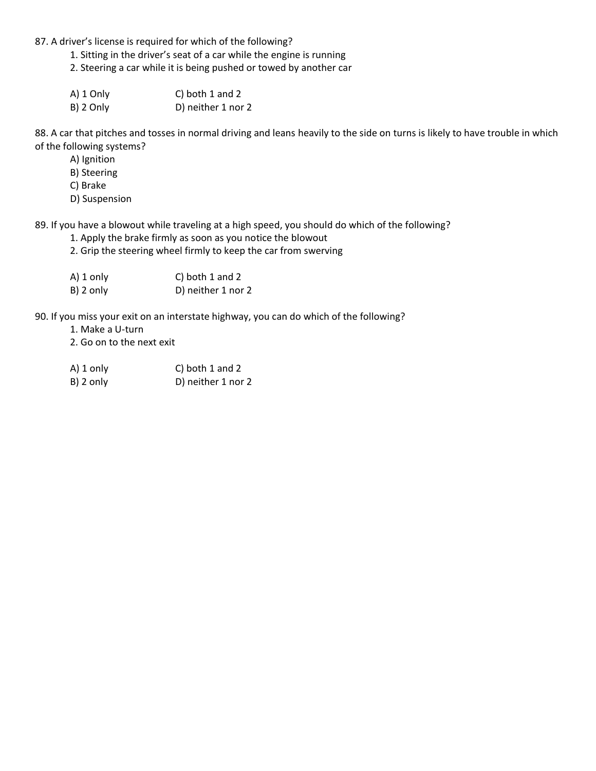87. A driver's license is required for which of the following?

  1. Sitting in the driver's seat of a car while the engine is running
  2. Steering a car while it is being pushed or towed by another car

  A) 1 Only  C) both 1 and 2
  B) 2 Only  D) neither 1 nor 2

88. A car that pitches and tosses in normal driving and leans heavily to the side on turns is likely to have trouble in which of the following systems?

  A) Ignition
  B) Steering
  C) Brake
  D) Suspension

89. If you have a blowout while traveling at a high speed, you should do which of the following?

  1. Apply the brake firmly as soon as you notice the blowout
  2. Grip the steering wheel firmly to keep the car from swerving

  A) 1 only  C) both 1 and 2
  B) 2 only  D) neither 1 nor 2

90. If you miss your exit on an interstate highway, you can do which of the following?

  1. Make a U-turn
  2. Go on to the next exit

  A) 1 only  C) both 1 and 2
  B) 2 only  D) neither 1 nor 2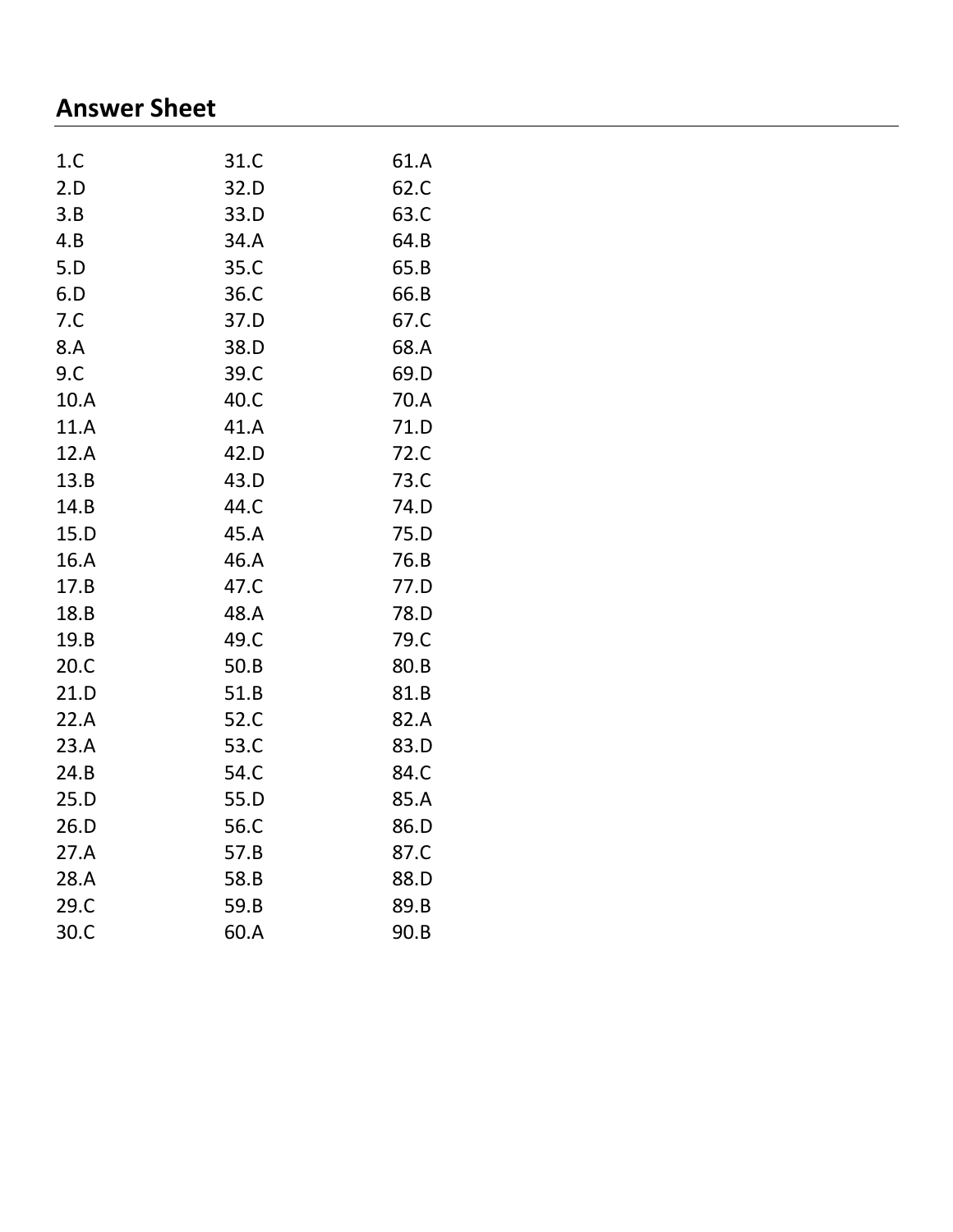## Answer Sheet

| | | |
|---|---|---|
| 1.C | 31.C | 61.A |
| 2.D | 32.D | 62.C |
| 3.B | 33.D | 63.C |
| 4.B | 34.A | 64.B |
| 5.D | 35.C | 65.B |
| 6.D | 36.C | 66.B |
| 7.C | 37.D | 67.C |
| 8.A | 38.D | 68.A |
| 9.C | 39.C | 69.D |
| 10.A | 40.C | 70.A |
| 11.A | 41.A | 71.D |
| 12.A | 42.D | 72.C |
| 13.B | 43.D | 73.C |
| 14.B | 44.C | 74.D |
| 15.D | 45.A | 75.D |
| 16.A | 46.A | 76.B |
| 17.B | 47.C | 77.D |
| 18.B | 48.A | 78.D |
| 19.B | 49.C | 79.C |
| 20.C | 50.B | 80.B |
| 21.D | 51.B | 81.B |
| 22.A | 52.C | 82.A |
| 23.A | 53.C | 83.D |
| 24.B | 54.C | 84.C |
| 25.D | 55.D | 85.A |
| 26.D | 56.C | 86.D |
| 27.A | 57.B | 87.C |
| 28.A | 58.B | 88.D |
| 29.C | 59.B | 89.B |
| 30.C | 60.A | 90.B |